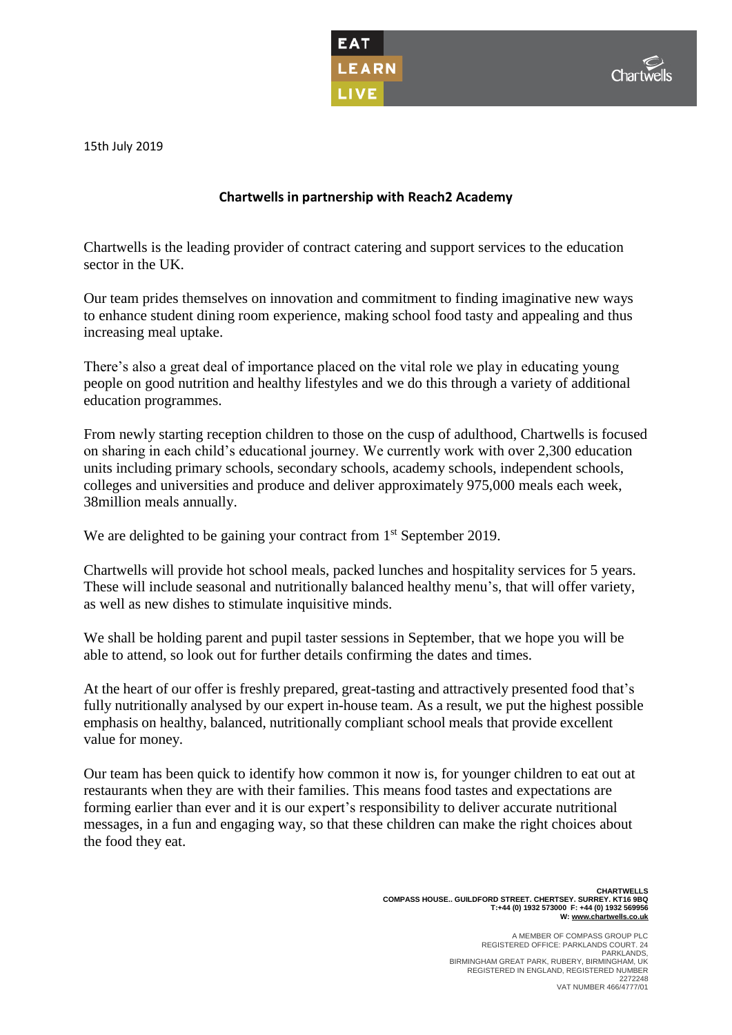EAT
LEARN
LIVE

Chartwells

15th July 2019

**Chartwells in partnership with Reach2 Academy**

Chartwells is the leading provider of contract catering and support services to the education sector in the UK.

Our team prides themselves on innovation and commitment to finding imaginative new ways to enhance student dining room experience, making school food tasty and appealing and thus increasing meal uptake.

There's also a great deal of importance placed on the vital role we play in educating young people on good nutrition and healthy lifestyles and we do this through a variety of additional education programmes.

From newly starting reception children to those on the cusp of adulthood, Chartwells is focused on sharing in each child's educational journey. We currently work with over 2,300 education units including primary schools, secondary schools, academy schools, independent schools, colleges and universities and produce and deliver approximately 975,000 meals each week, 38million meals annually.

We are delighted to be gaining your contract from 1st September 2019.

Chartwells will provide hot school meals, packed lunches and hospitality services for 5 years. These will include seasonal and nutritionally balanced healthy menu's, that will offer variety, as well as new dishes to stimulate inquisitive minds.

We shall be holding parent and pupil taster sessions in September, that we hope you will be able to attend, so look out for further details confirming the dates and times.

At the heart of our offer is freshly prepared, great-tasting and attractively presented food that's fully nutritionally analysed by our expert in-house team. As a result, we put the highest possible emphasis on healthy, balanced, nutritionally compliant school meals that provide excellent value for money.

Our team has been quick to identify how common it now is, for younger children to eat out at restaurants when they are with their families. This means food tastes and expectations are forming earlier than ever and it is our expert's responsibility to deliver accurate nutritional messages, in a fun and engaging way, so that these children can make the right choices about the food they eat.

**CHARTWELLS**
**COMPASS HOUSE.. GUILDFORD STREET. CHERTSEY. SURREY. KT16 9BQ**
**T:+44 (0) 1932 573000 F: +44 (0) 1932 569956**
**W: www.chartwells.co.uk**

A MEMBER OF COMPASS GROUP PLC
REGISTERED OFFICE: PARKLANDS COURT. 24 PARKLANDS,
BIRMINGHAM GREAT PARK, RUBERY, BIRMINGHAM, UK
REGISTERED IN ENGLAND, REGISTERED NUMBER 2272248
VAT NUMBER 466/4777/01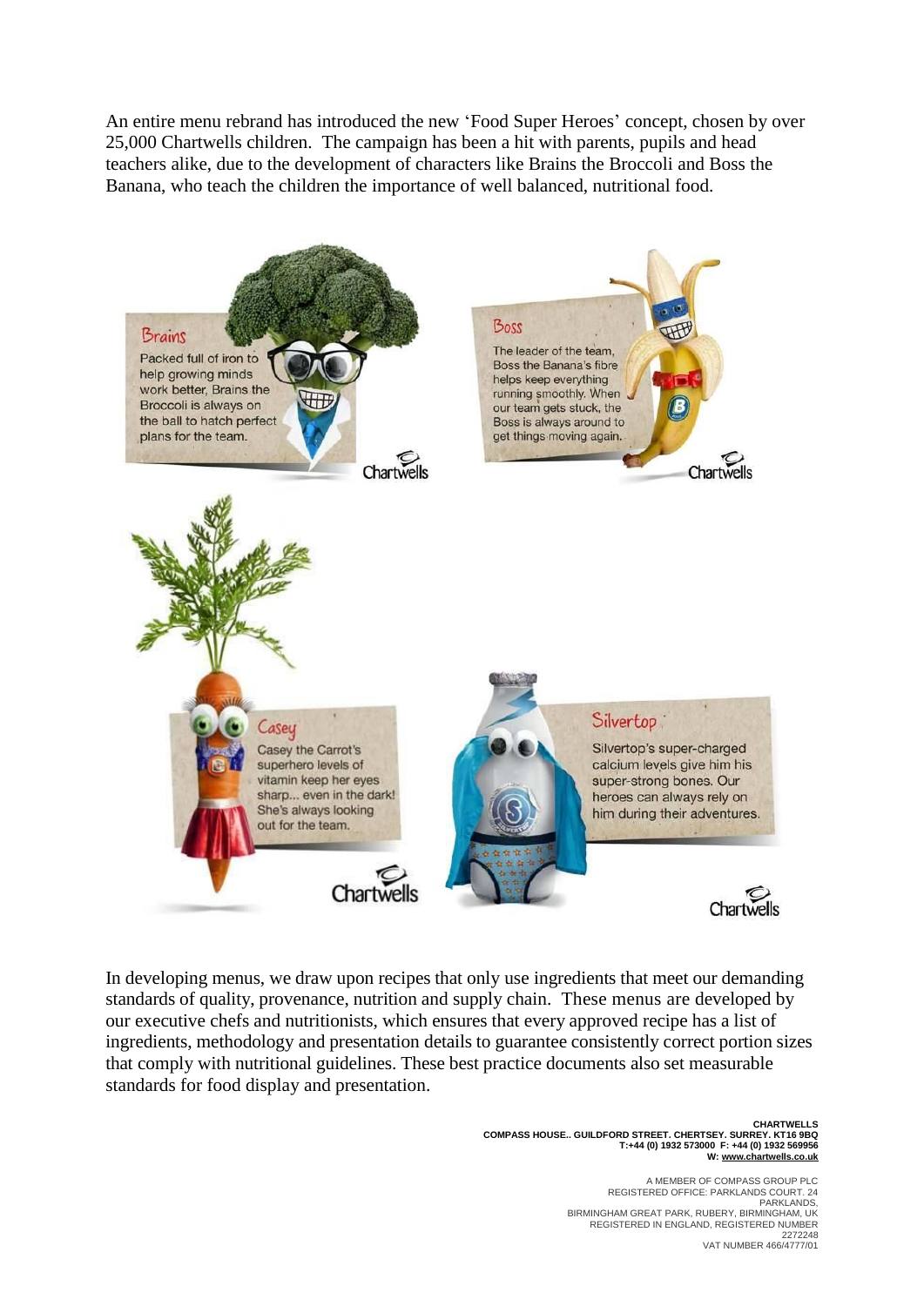An entire menu rebrand has introduced the new 'Food Super Heroes' concept, chosen by over 25,000 Chartwells children. The campaign has been a hit with parents, pupils and head teachers alike, due to the development of characters like Brains the Broccoli and Boss the Banana, who teach the children the importance of well balanced, nutritional food.

**Brains**

Packed full of iron to help growing minds work better, Brains the Broccoli is always on the ball to hatch perfect plans for the team.

Chartwells

**Boss**

The leader of the team, Boss the Banana's fibre helps keep everything running smoothly. When our team gets stuck, the Boss is always around to get things moving again.

Chartwells

**Casey**

Casey the Carrot's superhero levels of vitamin keep her eyes sharp... even in the dark! She's always looking out for the team.

Chartwells

**Silvertop**

Silvertop's super-charged calcium levels give him his super-strong bones. Our heroes can always rely on him during their adventures.

Chartwells

In developing menus, we draw upon recipes that only use ingredients that meet our demanding standards of quality, provenance, nutrition and supply chain. These menus are developed by our executive chefs and nutritionists, which ensures that every approved recipe has a list of ingredients, methodology and presentation details to guarantee consistently correct portion sizes that comply with nutritional guidelines. These best practice documents also set measurable standards for food display and presentation.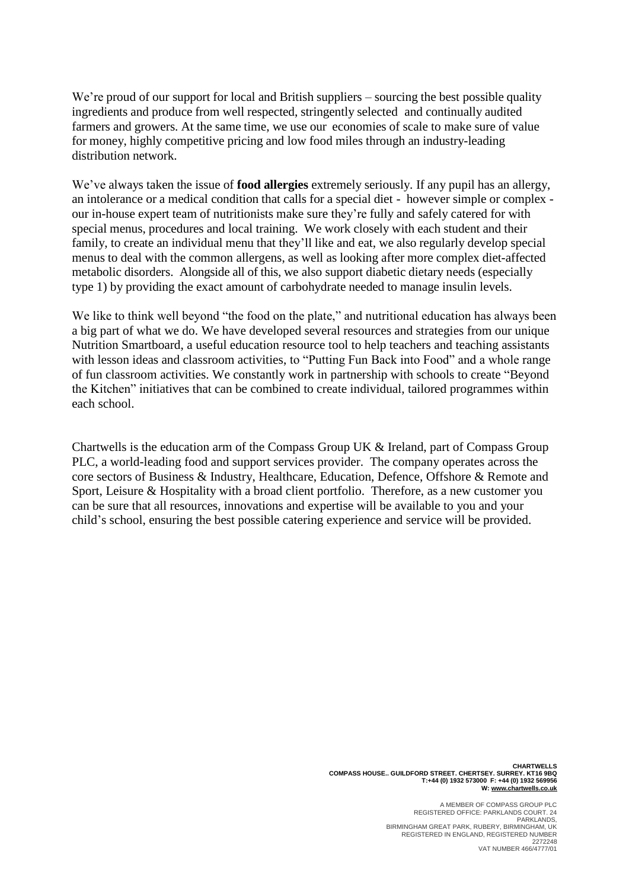We're proud of our support for local and British suppliers – sourcing the best possible quality ingredients and produce from well respected, stringently selected and continually audited farmers and growers. At the same time, we use our economies of scale to make sure of value for money, highly competitive pricing and low food miles through an industry-leading distribution network.

We've always taken the issue of **food allergies** extremely seriously. If any pupil has an allergy, an intolerance or a medical condition that calls for a special diet - however simple or complex - our in-house expert team of nutritionists make sure they're fully and safely catered for with special menus, procedures and local training. We work closely with each student and their family, to create an individual menu that they'll like and eat, we also regularly develop special menus to deal with the common allergens, as well as looking after more complex diet-affected metabolic disorders. Alongside all of this, we also support diabetic dietary needs (especially type 1) by providing the exact amount of carbohydrate needed to manage insulin levels.

We like to think well beyond "the food on the plate," and nutritional education has always been a big part of what we do. We have developed several resources and strategies from our unique Nutrition Smartboard, a useful education resource tool to help teachers and teaching assistants with lesson ideas and classroom activities, to "Putting Fun Back into Food" and a whole range of fun classroom activities. We constantly work in partnership with schools to create "Beyond the Kitchen" initiatives that can be combined to create individual, tailored programmes within each school.

Chartwells is the education arm of the Compass Group UK & Ireland, part of Compass Group PLC, a world-leading food and support services provider. The company operates across the core sectors of Business & Industry, Healthcare, Education, Defence, Offshore & Remote and Sport, Leisure & Hospitality with a broad client portfolio. Therefore, as a new customer you can be sure that all resources, innovations and expertise will be available to you and your child's school, ensuring the best possible catering experience and service will be provided.

**CHARTWELLS**
**COMPASS HOUSE.. GUILDFORD STREET. CHERTSEY. SURREY. KT16 9BQ**
**T:+44 (0) 1932 573000 F: +44 (0) 1932 569956**
**W: www.chartwells.co.uk**

A MEMBER OF COMPASS GROUP PLC
REGISTERED OFFICE: PARKLANDS COURT. 24 PARKLANDS,
BIRMINGHAM GREAT PARK, RUBERY, BIRMINGHAM, UK
REGISTERED IN ENGLAND, REGISTERED NUMBER 2272248
VAT NUMBER 466/4777/01